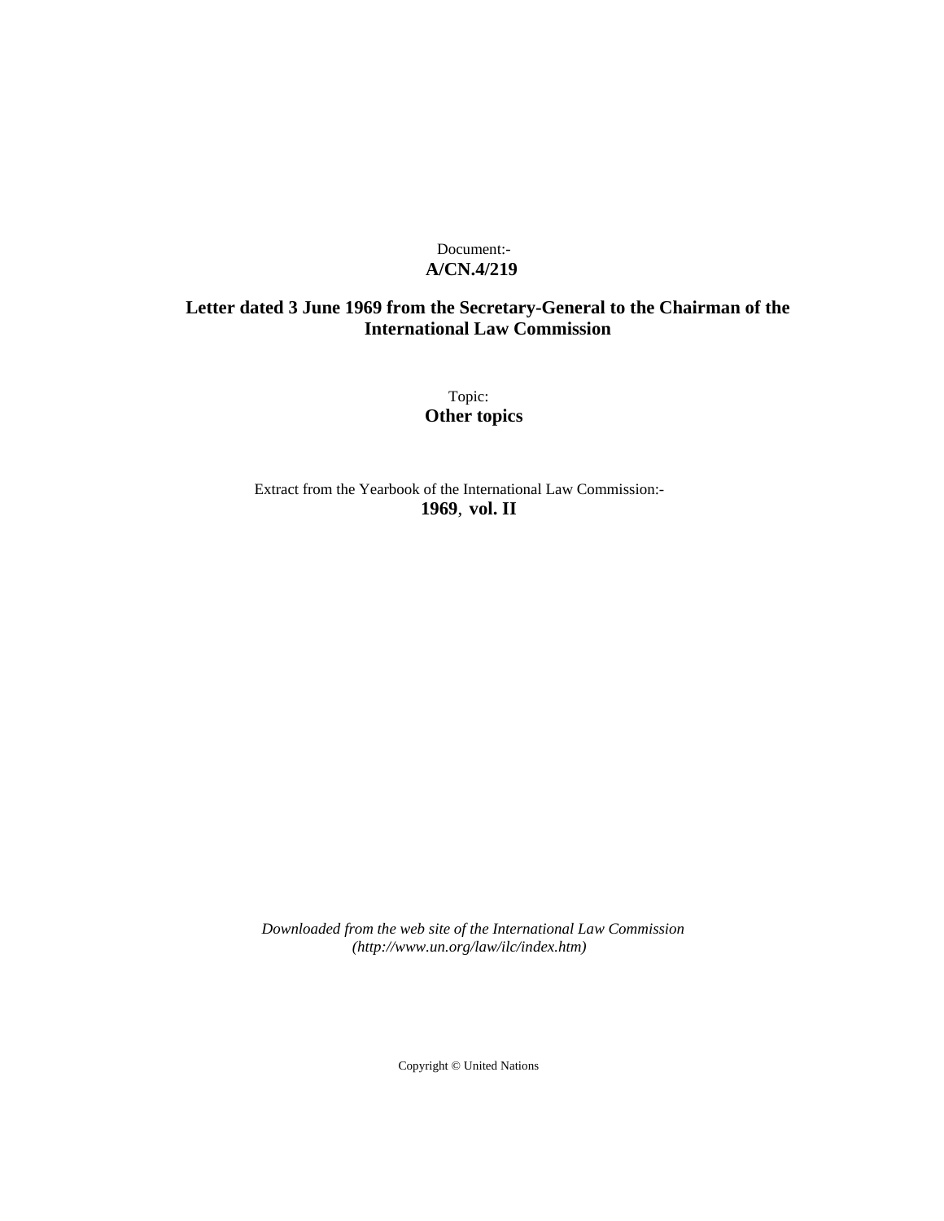Document:-
**A/CN.4/219**

**Letter dated 3 June 1969 from the Secretary-General to the Chairman of the International Law Commission**

Topic:
**Other topics**

Extract from the Yearbook of the International Law Commission:-
**1969**, **vol. II**

*Downloaded from the web site of the International Law Commission (http://www.un.org/law/ilc/index.htm)*

Copyright © United Nations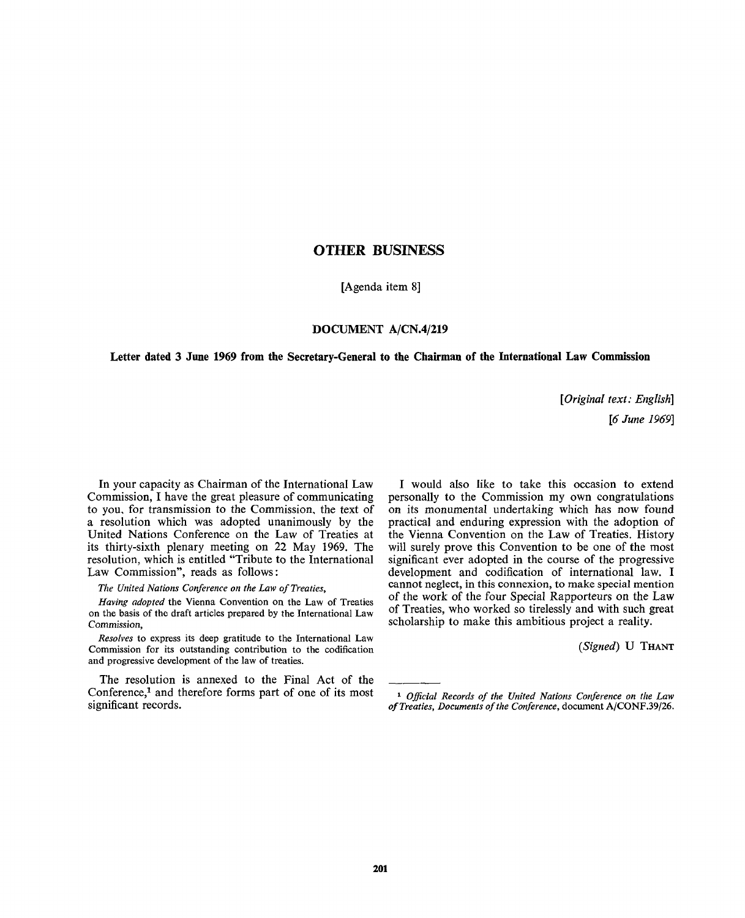# OTHER BUSINESS

[Agenda item 8]

## DOCUMENT A/CN.4/219

### Letter dated 3 June 1969 from the Secretary-General to the Chairman of the International Law Commission

*[Original text: English]*
*[6 June 1969]*

In your capacity as Chairman of the International Law Commission, I have the great pleasure of communicating to you, for transmission to the Commission, the text of a resolution which was adopted unanimously by the United Nations Conference on the Law of Treaties at its thirty-sixth plenary meeting on 22 May 1969. The resolution, which is entitled "Tribute to the International Law Commission", reads as follows:

*The United Nations Conference on the Law of Treaties,*

*Having adopted* the Vienna Convention on the Law of Treaties on the basis of the draft articles prepared by the International Law Commission,

*Resolves* to express its deep gratitude to the International Law Commission for its outstanding contribution to the codification and progressive development of the law of treaties.

The resolution is annexed to the Final Act of the Conference,[1] and therefore forms part of one of its most significant records.

I would also like to take this occasion to extend personally to the Commission my own congratulations on its monumental undertaking which has now found practical and enduring expression with the adoption of the Vienna Convention on the Law of Treaties. History will surely prove this Convention to be one of the most significant ever adopted in the course of the progressive development and codification of international law. I cannot neglect, in this connexion, to make special mention of the work of the four Special Rapporteurs on the Law of Treaties, who worked so tirelessly and with such great scholarship to make this ambitious project a reality.

*(Signed)* U THANT

---

[1] *Official Records of the United Nations Conference on the Law of Treaties, Documents of the Conference*, document A/CONF.39/26.